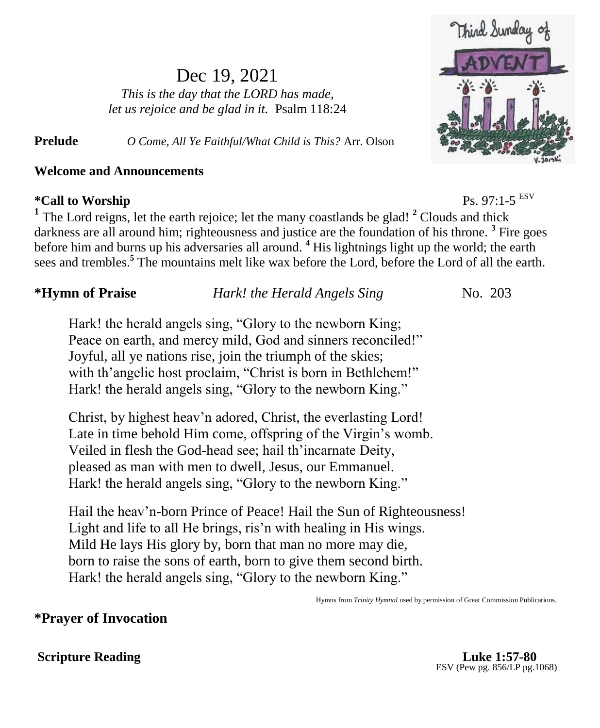Dec 19, 2021

*This is the day that the LORD has made,*
*let us rejoice and be glad in it.* Psalm 118:24

**Prelude** *O Come, All Ye Faithful/What Child is This?* Arr. Olson

**Welcome and Announcements**

**\*Call to Worship** Ps. 97:1-5 ESV

[1] The Lord reigns, let the earth rejoice; let the many coastlands be glad! [2] Clouds and thick darkness are all around him; righteousness and justice are the foundation of his throne. [3] Fire goes before him and burns up his adversaries all around. [4] His lightnings light up the world; the earth sees and trembles.[5] The mountains melt like wax before the Lord, before the Lord of all the earth.

**\*Hymn of Praise** *Hark! the Herald Angels Sing* No. 203

Hark! the herald angels sing, "Glory to the newborn King;
Peace on earth, and mercy mild, God and sinners reconciled!"
Joyful, all ye nations rise, join the triumph of the skies;
with th'angelic host proclaim, "Christ is born in Bethlehem!"
Hark! the herald angels sing, "Glory to the newborn King."

Christ, by highest heav'n adored, Christ, the everlasting Lord!
Late in time behold Him come, offspring of the Virgin's womb.
Veiled in flesh the God-head see; hail th'incarnate Deity,
pleased as man with men to dwell, Jesus, our Emmanuel.
Hark! the herald angels sing, "Glory to the newborn King."

Hail the heav'n-born Prince of Peace! Hail the Sun of Righteousness!
Light and life to all He brings, ris'n with healing in His wings.
Mild He lays His glory by, born that man no more may die,
born to raise the sons of earth, born to give them second birth.
Hark! the herald angels sing, "Glory to the newborn King."

Hymns from *Trinity Hymnal* used by permission of Great Commission Publications.

**\*Prayer of Invocation**

**Scripture Reading** **Luke 1:57-80**
ESV (Pew pg. 856/LP pg.1068)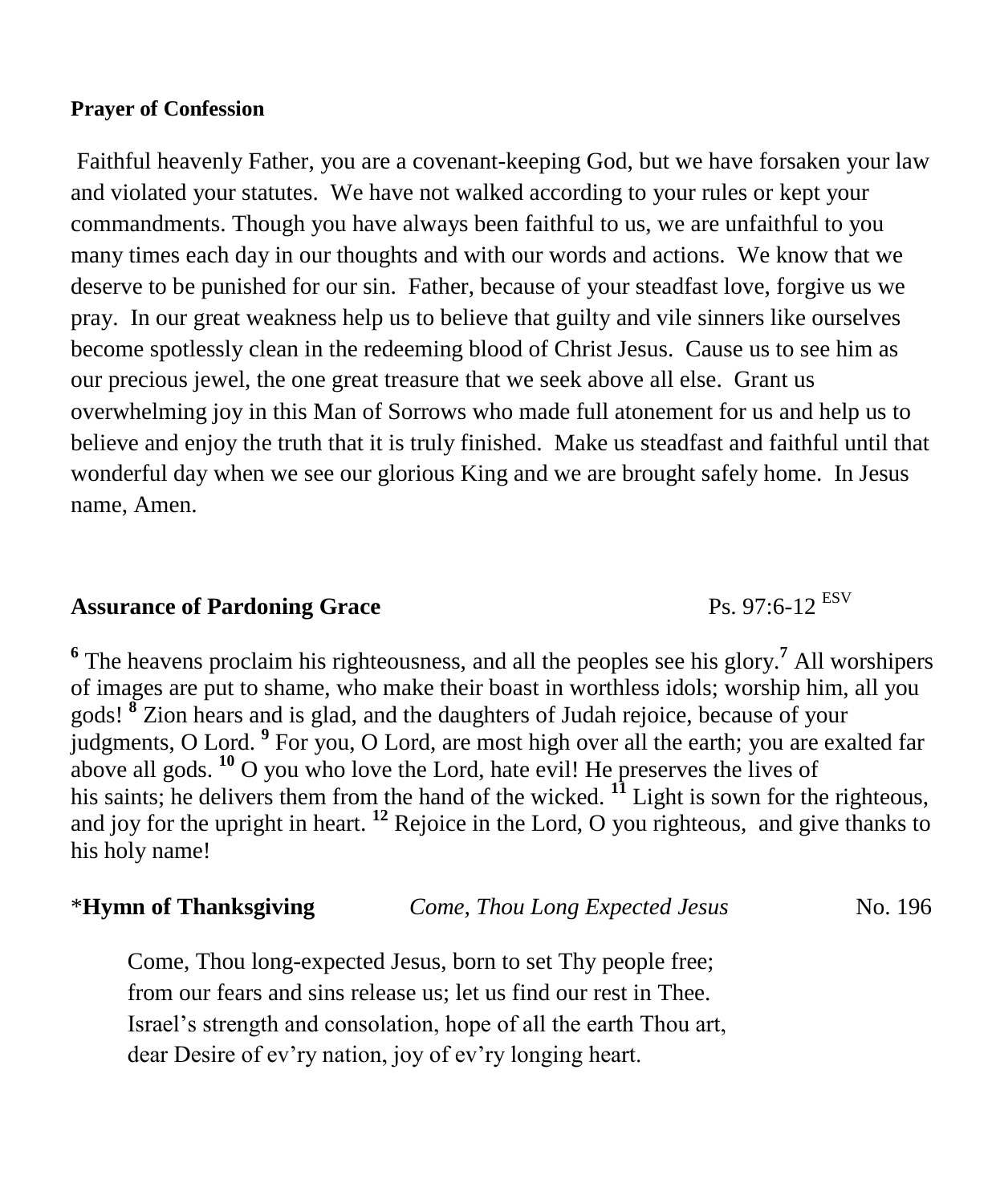**Prayer of Confession**

Faithful heavenly Father, you are a covenant-keeping God, but we have forsaken your law and violated your statutes. We have not walked according to your rules or kept your commandments. Though you have always been faithful to us, we are unfaithful to you many times each day in our thoughts and with our words and actions. We know that we deserve to be punished for our sin. Father, because of your steadfast love, forgive us we pray. In our great weakness help us to believe that guilty and vile sinners like ourselves become spotlessly clean in the redeeming blood of Christ Jesus. Cause us to see him as our precious jewel, the one great treasure that we seek above all else. Grant us overwhelming joy in this Man of Sorrows who made full atonement for us and help us to believe and enjoy the truth that it is truly finished. Make us steadfast and faithful until that wonderful day when we see our glorious King and we are brought safely home. In Jesus name, Amen.

**Assurance of Pardoning Grace** Ps. 97:6-12 ESV

**6** The heavens proclaim his righteousness, and all the peoples see his glory. **7** All worshipers of images are put to shame, who make their boast in worthless idols; worship him, all you gods! **8** Zion hears and is glad, and the daughters of Judah rejoice, because of your judgments, O Lord. **9** For you, O Lord, are most high over all the earth; you are exalted far above all gods. **10** O you who love the Lord, hate evil! He preserves the lives of his saints; he delivers them from the hand of the wicked. **11** Light is sown for the righteous, and joy for the upright in heart. **12** Rejoice in the Lord, O you righteous, and give thanks to his holy name!

*__Hymn of Thanksgiving__ *Come, Thou Long Expected Jesus* No. 196

Come, Thou long-expected Jesus, born to set Thy people free;
from our fears and sins release us; let us find our rest in Thee.
Israel's strength and consolation, hope of all the earth Thou art,
dear Desire of ev'ry nation, joy of ev'ry longing heart.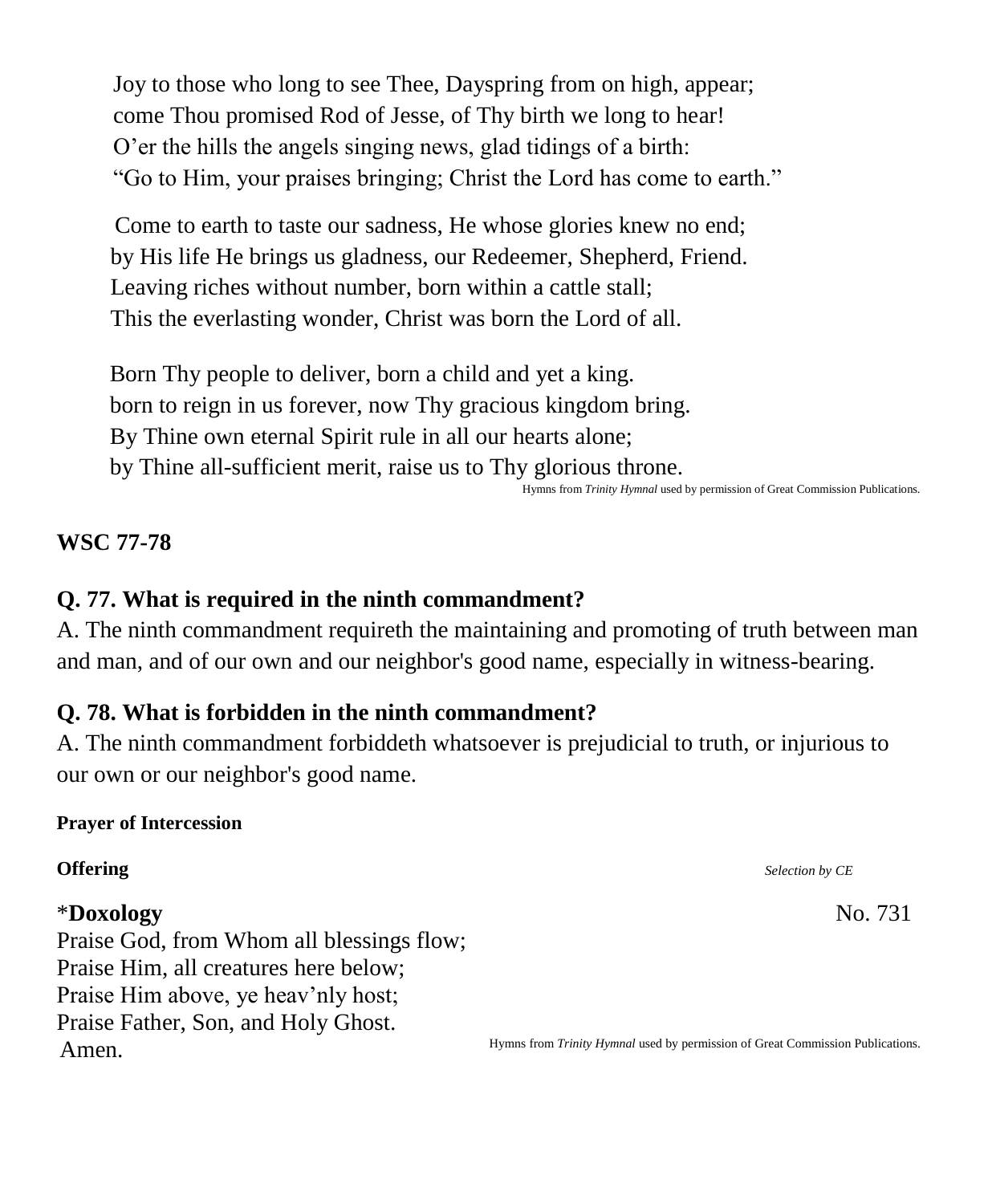Joy to those who long to see Thee, Dayspring from on high, appear;
come Thou promised Rod of Jesse, of Thy birth we long to hear!
O'er the hills the angels singing news, glad tidings of a birth:
"Go to Him, your praises bringing; Christ the Lord has come to earth."

Come to earth to taste our sadness, He whose glories knew no end;
by His life He brings us gladness, our Redeemer, Shepherd, Friend.
Leaving riches without number, born within a cattle stall;
This the everlasting wonder, Christ was born the Lord of all.

Born Thy people to deliver, born a child and yet a king.
born to reign in us forever, now Thy gracious kingdom bring.
By Thine own eternal Spirit rule in all our hearts alone;
by Thine all-sufficient merit, raise us to Thy glorious throne.

Hymns from *Trinity Hymnal* used by permission of Great Commission Publications.

## WSC 77-78

### Q. 77. What is required in the ninth commandment?

A. The ninth commandment requireth the maintaining and promoting of truth between man and man, and of our own and our neighbor's good name, especially in witness-bearing.

### Q. 78. What is forbidden in the ninth commandment?

A. The ninth commandment forbiddeth whatsoever is prejudicial to truth, or injurious to our own or our neighbor's good name.

**Prayer of Intercession**

**Offering** *Selection by CE*

*__Doxology__ No. 731

Praise God, from Whom all blessings flow;
Praise Him, all creatures here below;
Praise Him above, ye heav'nly host;
Praise Father, Son, and Holy Ghost.
Amen.

Hymns from *Trinity Hymnal* used by permission of Great Commission Publications.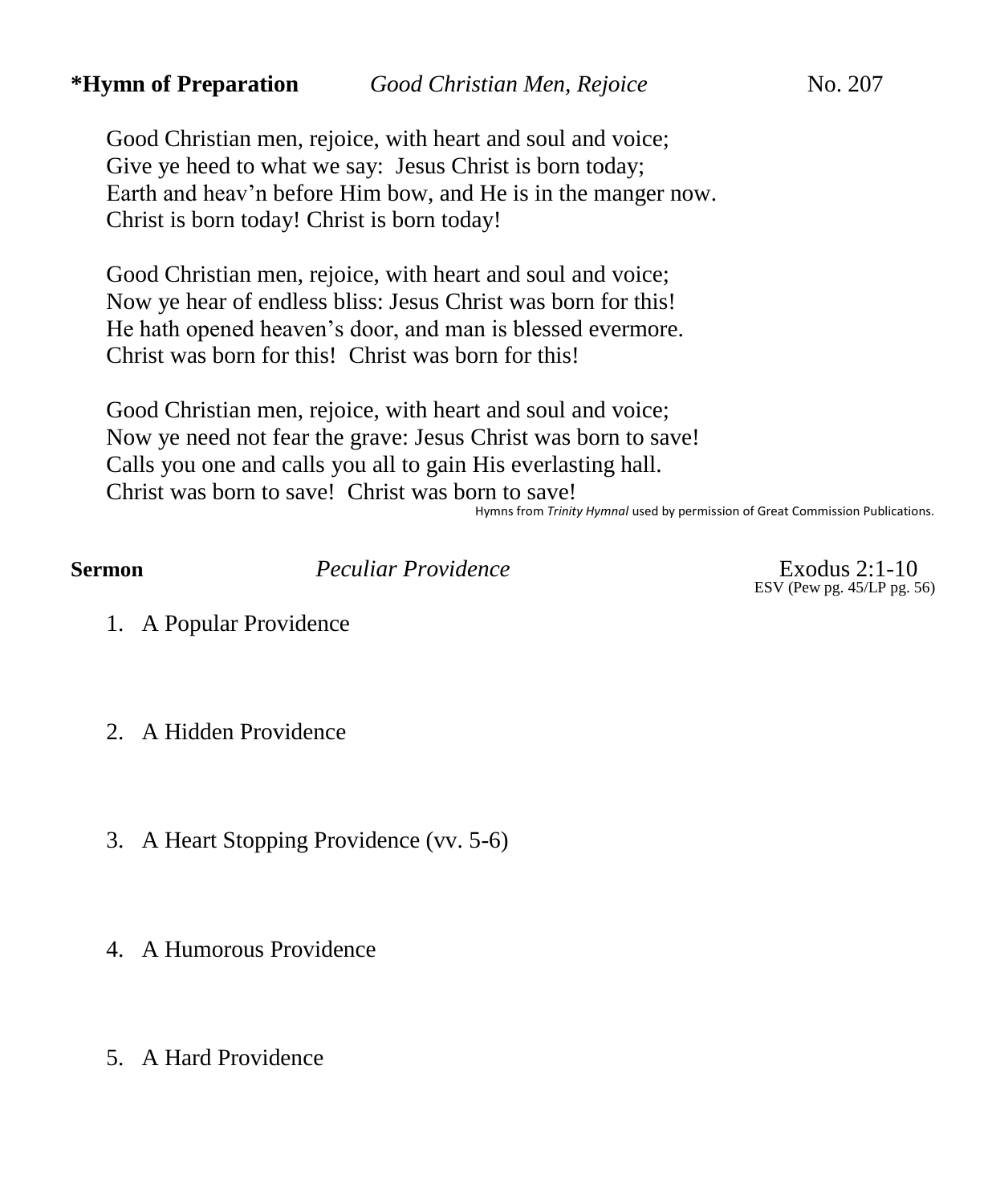**\*Hymn of Preparation** *Good Christian Men, Rejoice* No. 207

Good Christian men, rejoice, with heart and soul and voice;
Give ye heed to what we say: Jesus Christ is born today;
Earth and heav'n before Him bow, and He is in the manger now.
Christ is born today! Christ is born today!

Good Christian men, rejoice, with heart and soul and voice;
Now ye hear of endless bliss: Jesus Christ was born for this!
He hath opened heaven's door, and man is blessed evermore.
Christ was born for this! Christ was born for this!

Good Christian men, rejoice, with heart and soul and voice;
Now ye need not fear the grave: Jesus Christ was born to save!
Calls you one and calls you all to gain His everlasting hall.
Christ was born to save! Christ was born to save!

Hymns from *Trinity Hymnal* used by permission of Great Commission Publications.

**Sermon** *Peculiar Providence* Exodus 2:1-10
ESV (Pew pg. 45/LP pg. 56)

1. A Popular Providence

2. A Hidden Providence

3. A Heart Stopping Providence (vv. 5-6)

4. A Humorous Providence

5. A Hard Providence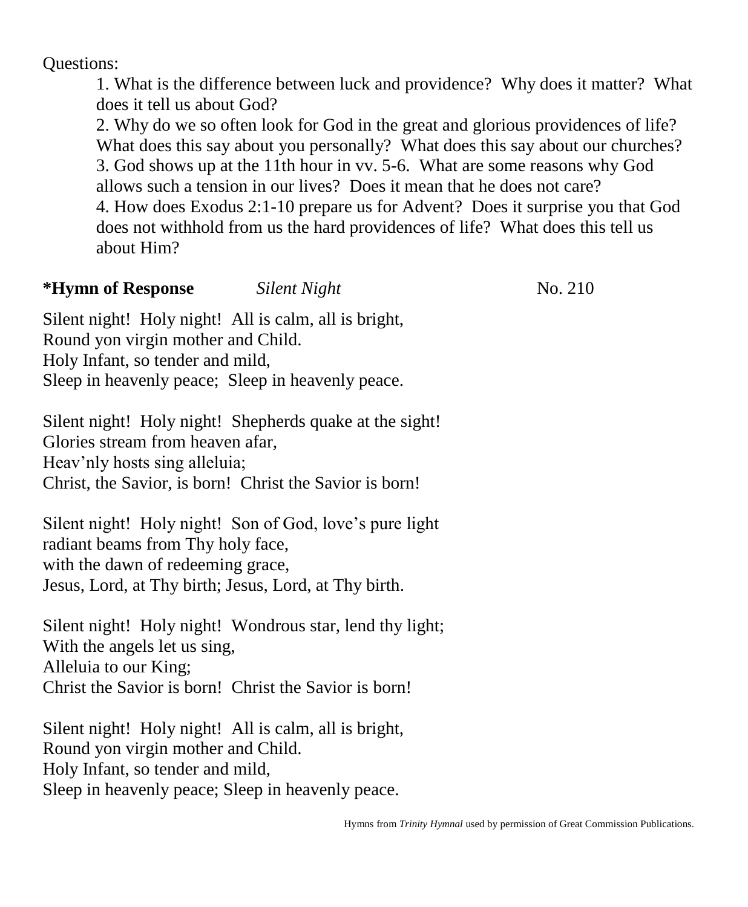Questions:

1. What is the difference between luck and providence? Why does it matter? What does it tell us about God?
2. Why do we so often look for God in the great and glorious providences of life? What does this say about you personally? What does this say about our churches?
3. God shows up at the 11th hour in vv. 5-6. What are some reasons why God allows such a tension in our lives? Does it mean that he does not care?
4. How does Exodus 2:1-10 prepare us for Advent? Does it surprise you that God does not withhold from us the hard providences of life? What does this tell us about Him?

**\*Hymn of Response** *Silent Night* No. 210

Silent night! Holy night! All is calm, all is bright,
Round yon virgin mother and Child.
Holy Infant, so tender and mild,
Sleep in heavenly peace; Sleep in heavenly peace.

Silent night! Holy night! Shepherds quake at the sight!
Glories stream from heaven afar,
Heav'nly hosts sing alleluia;
Christ, the Savior, is born! Christ the Savior is born!

Silent night! Holy night! Son of God, love's pure light
radiant beams from Thy holy face,
with the dawn of redeeming grace,
Jesus, Lord, at Thy birth; Jesus, Lord, at Thy birth.

Silent night! Holy night! Wondrous star, lend thy light;
With the angels let us sing,
Alleluia to our King;
Christ the Savior is born! Christ the Savior is born!

Silent night! Holy night! All is calm, all is bright,
Round yon virgin mother and Child.
Holy Infant, so tender and mild,
Sleep in heavenly peace; Sleep in heavenly peace.

Hymns from *Trinity Hymnal* used by permission of Great Commission Publications.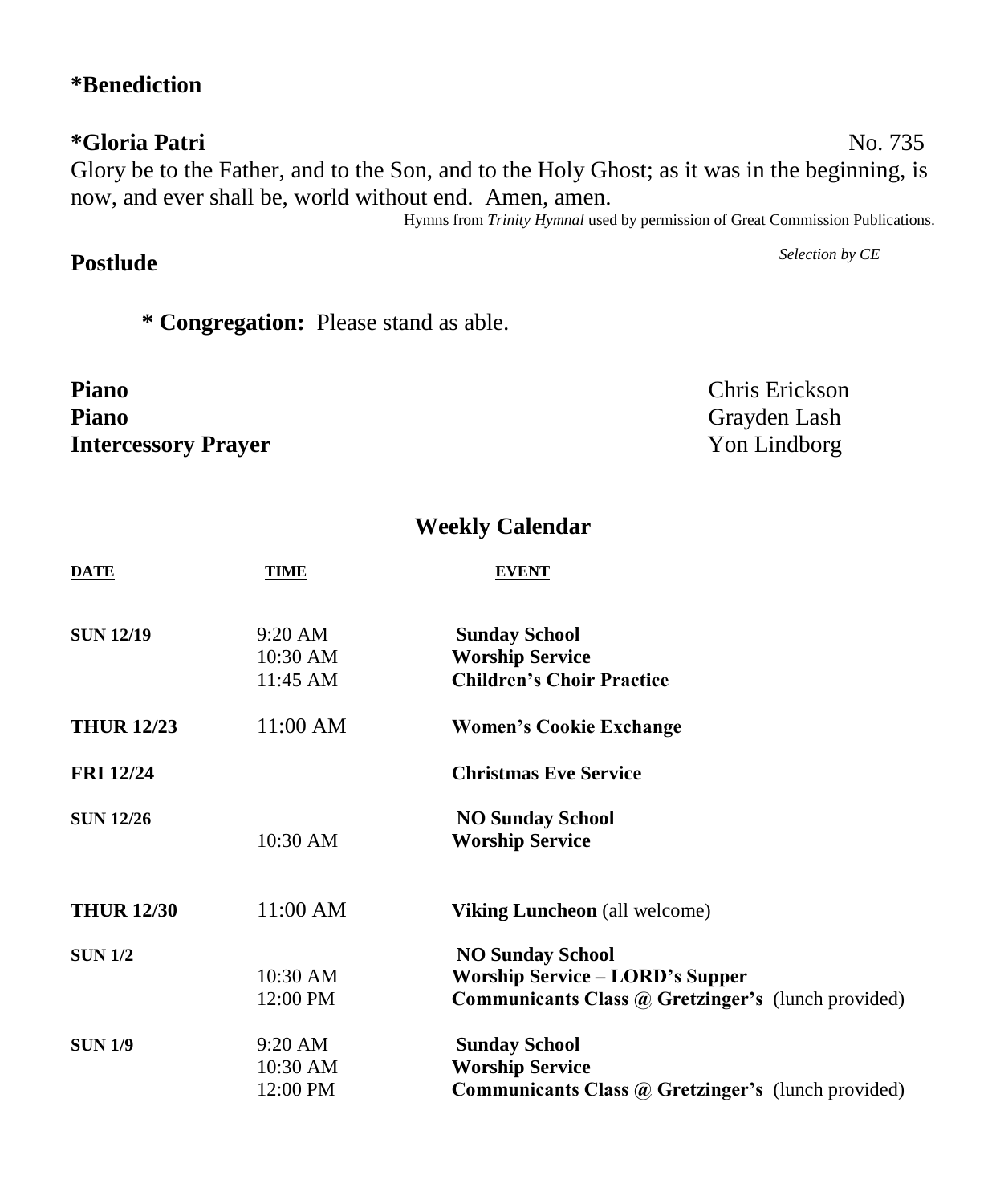**\*Benediction**

**\*Gloria Patri** No. 735

Glory be to the Father, and to the Son, and to the Holy Ghost; as it was in the beginning, is now, and ever shall be, world without end. Amen, amen.

Hymns from *Trinity Hymnal* used by permission of Great Commission Publications.

**Postlude** *Selection by CE*

**\* Congregation:** Please stand as able.

**Piano** Chris Erickson
**Piano** Grayden Lash
**Intercessory Prayer** Yon Lindborg

## Weekly Calendar

| DATE | TIME | EVENT |
| --- | --- | --- |
| **SUN 12/19** | 9:20 AM | **Sunday School** |
| | 10:30 AM | **Worship Service** |
| | 11:45 AM | **Children's Choir Practice** |
| **THUR 12/23** | 11:00 AM | **Women's Cookie Exchange** |
| **FRI 12/24** | | **Christmas Eve Service** |
| **SUN 12/26** | | **NO Sunday School** |
| | 10:30 AM | **Worship Service** |
| **THUR 12/30** | 11:00 AM | **Viking Luncheon** (all welcome) |
| **SUN 1/2** | | **NO Sunday School** |
| | 10:30 AM | **Worship Service – LORD's Supper** |
| | 12:00 PM | **Communicants Class @ Gretzinger's** (lunch provided) |
| **SUN 1/9** | 9:20 AM | **Sunday School** |
| | 10:30 AM | **Worship Service** |
| | 12:00 PM | **Communicants Class @ Gretzinger's** (lunch provided) |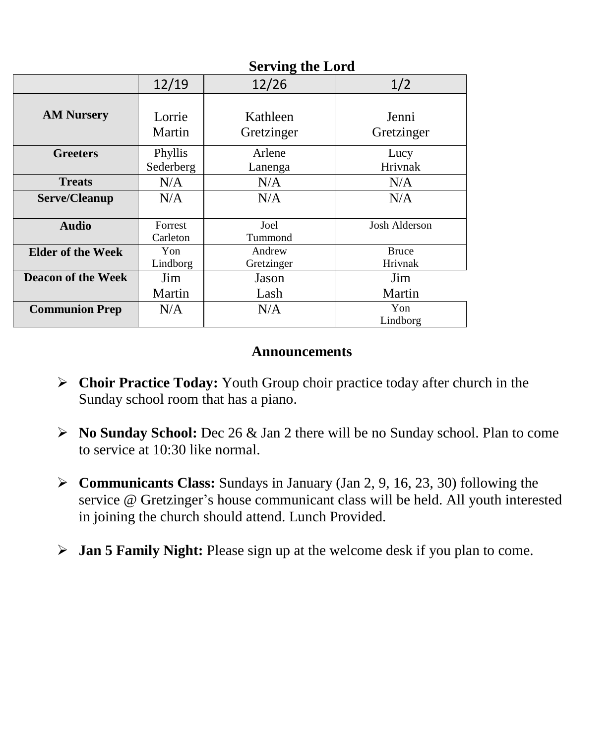## Serving the Lord

| | 12/19 | 12/26 | 1/2 |
|---|---|---|---|
| **AM Nursery** | Lorrie Martin | Kathleen Gretzinger | Jenni Gretzinger |
| **Greeters** | Phyllis Sederberg | Arlene Lanenga | Lucy Hrivnak |
| **Treats** | N/A | N/A | N/A |
| **Serve/Cleanup** | N/A | N/A | N/A |
| **Audio** | Forrest Carleton | Joel Tummond | Josh Alderson |
| **Elder of the Week** | Yon Lindborg | Andrew Gretzinger | Bruce Hrivnak |
| **Deacon of the Week** | Jim Martin | Jason Lash | Jim Martin |
| **Communion Prep** | N/A | N/A | Yon Lindborg |

## Announcements

- **Choir Practice Today:** Youth Group choir practice today after church in the Sunday school room that has a piano.

- **No Sunday School:** Dec 26 & Jan 2 there will be no Sunday school. Plan to come to service at 10:30 like normal.

- **Communicants Class:** Sundays in January (Jan 2, 9, 16, 23, 30) following the service @ Gretzinger's house communicant class will be held. All youth interested in joining the church should attend. Lunch Provided.

- **Jan 5 Family Night:** Please sign up at the welcome desk if you plan to come.